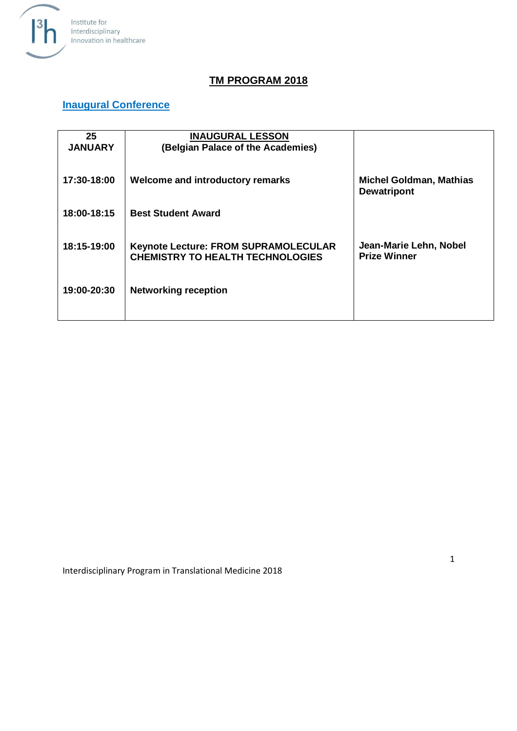Institute for Interdisciplinary Innovation in healthcare

# TM PROGRAM 2018

## Inaugural Conference

| 25 JANUARY | **INAUGURAL LESSON** (Belgian Palace of the Academies) | |
|---|---|---|
| 17:30-18:00 | Welcome and introductory remarks | Michel Goldman, Mathias Dewatripont |
| 18:00-18:15 | Best Student Award | |
| 18:15-19:00 | Keynote Lecture: FROM SUPRAMOLECULAR CHEMISTRY TO HEALTH TECHNOLOGIES | Jean-Marie Lehn, Nobel Prize Winner |
| 19:00-20:30 | Networking reception | |

Interdisciplinary Program in Translational Medicine 2018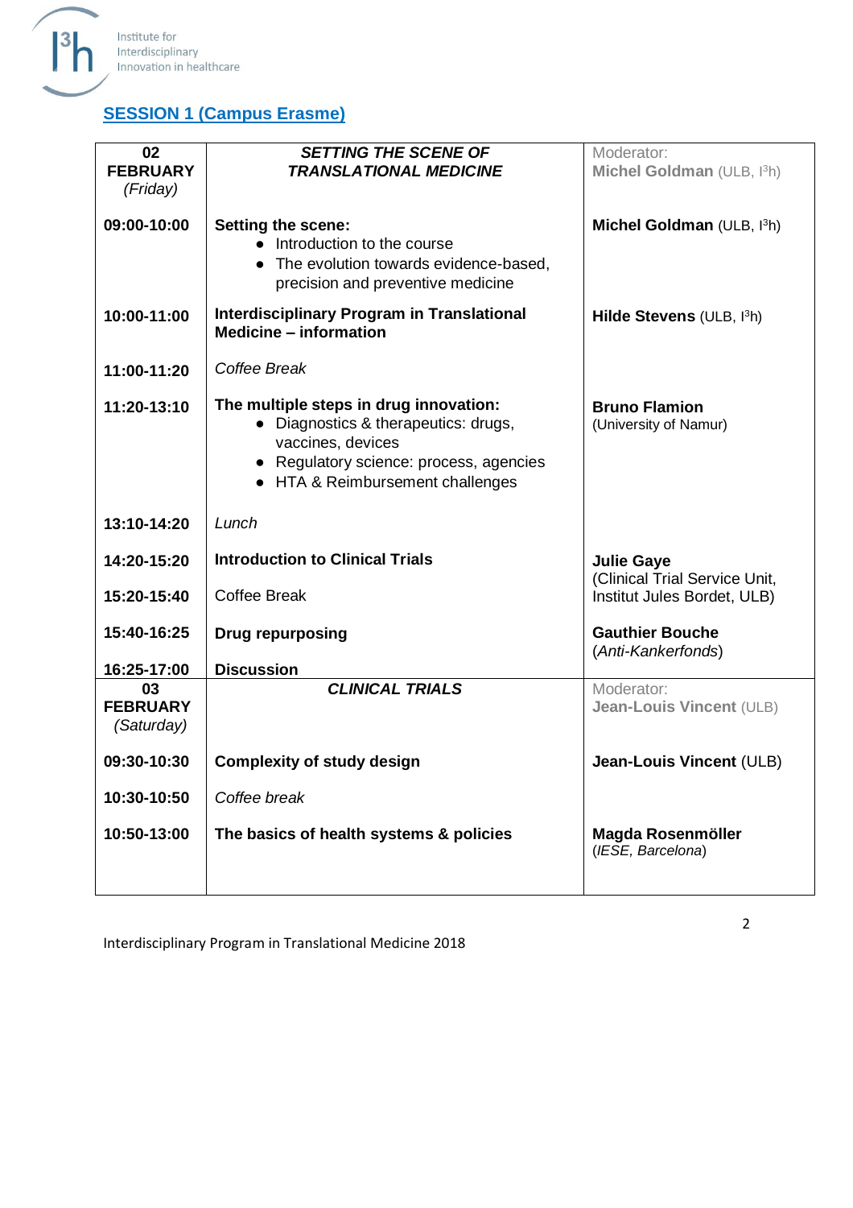## SESSION 1 (Campus Erasme)

| **02 FEBRUARY** *(Friday)* | ***SETTING THE SCENE OF TRANSLATIONAL MEDICINE*** | Moderator: **Michel Goldman** (ULB, I³h) |
|---|---|---|
| **09:00-10:00** | **Setting the scene:** <br>• Introduction to the course <br>• The evolution towards evidence-based, precision and preventive medicine | **Michel Goldman** (ULB, I³h) |
| **10:00-11:00** | **Interdisciplinary Program in Translational Medicine – information** | **Hilde Stevens** (ULB, I³h) |
| **11:00-11:20** | *Coffee Break* | |
| **11:20-13:10** | **The multiple steps in drug innovation:** <br>• Diagnostics & therapeutics: drugs, vaccines, devices <br>• Regulatory science: process, agencies <br>• HTA & Reimbursement challenges | **Bruno Flamion** (University of Namur) |
| **13:10-14:20** | *Lunch* | |
| **14:20-15:20** | **Introduction to Clinical Trials** | **Julie Gaye** (Clinical Trial Service Unit, Institut Jules Bordet, ULB) |
| **15:20-15:40** | Coffee Break | |
| **15:40-16:25** | **Drug repurposing** | **Gauthier Bouche** (*Anti-Kankerfonds*) |
| **16:25-17:00** | **Discussion** | |
| **03 FEBRUARY** *(Saturday)* | ***CLINICAL TRIALS*** | Moderator: **Jean-Louis Vincent** (ULB) |
| **09:30-10:30** | **Complexity of study design** | **Jean-Louis Vincent** (ULB) |
| **10:30-10:50** | *Coffee break* | |
| **10:50-13:00** | **The basics of health systems & policies** | **Magda Rosenmöller** (*IESE, Barcelona*) |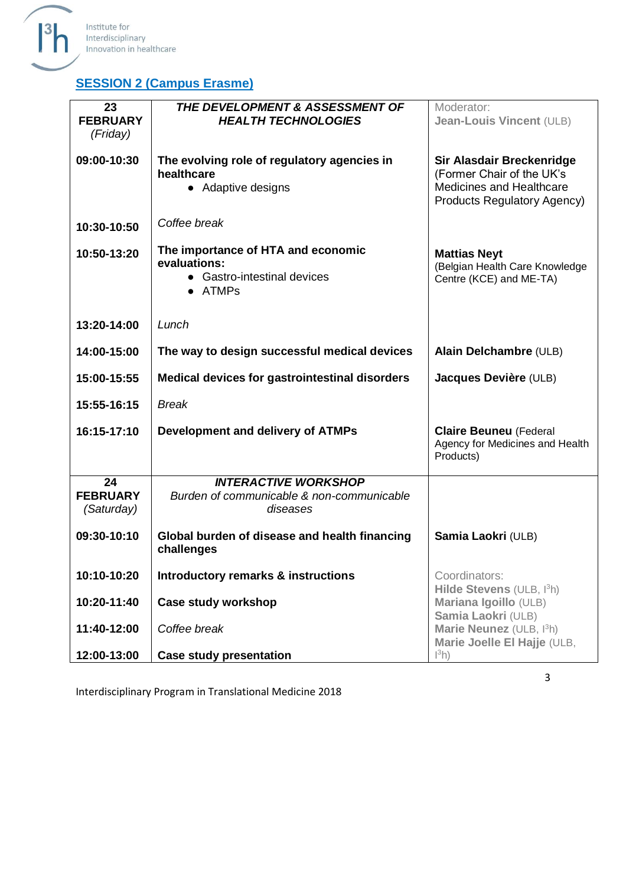## SESSION 2 (Campus Erasme)

| | | |
|---|---|---|
| **23 FEBRUARY** *(Friday)* | ***THE DEVELOPMENT & ASSESSMENT OF HEALTH TECHNOLOGIES*** | Moderator: **Jean-Louis Vincent** (ULB) |
| **09:00-10:30** | **The evolving role of regulatory agencies in healthcare**<br>• Adaptive designs | **Sir Alasdair Breckenridge** (Former Chair of the UK's Medicines and Healthcare Products Regulatory Agency) |
| **10:30-10:50** | *Coffee break* | |
| **10:50-13:20** | **The importance of HTA and economic evaluations:**<br>• Gastro-intestinal devices<br>• ATMPs | **Mattias Neyt** (Belgian Health Care Knowledge Centre (KCE) and ME-TA) |
| **13:20-14:00** | *Lunch* | |
| **14:00-15:00** | **The way to design successful medical devices** | **Alain Delchambre** (ULB) |
| **15:00-15:55** | **Medical devices for gastrointestinal disorders** | **Jacques Devière** (ULB) |
| **15:55-16:15** | *Break* | |
| **16:15-17:10** | **Development and delivery of ATMPs** | **Claire Beuneu** (Federal Agency for Medicines and Health Products) |
| **24 FEBRUARY** *(Saturday)* | ***INTERACTIVE WORKSHOP***<br>*Burden of communicable & non-communicable diseases* | |
| **09:30-10:10** | **Global burden of disease and health financing challenges** | **Samia Laokri** (ULB) |
| **10:10-10:20** | **Introductory remarks & instructions** | Coordinators:<br>**Hilde Stevens** (ULB, I³h)<br>**Mariana Igoillo** (ULB)<br>**Samia Laokri** (ULB)<br>**Marie Neunez** (ULB, I³h)<br>**Marie Joelle El Hajje** (ULB, I³h) |
| **10:20-11:40** | **Case study workshop** | |
| **11:40-12:00** | *Coffee break* | |
| **12:00-13:00** | **Case study presentation** | |

Interdisciplinary Program in Translational Medicine 2018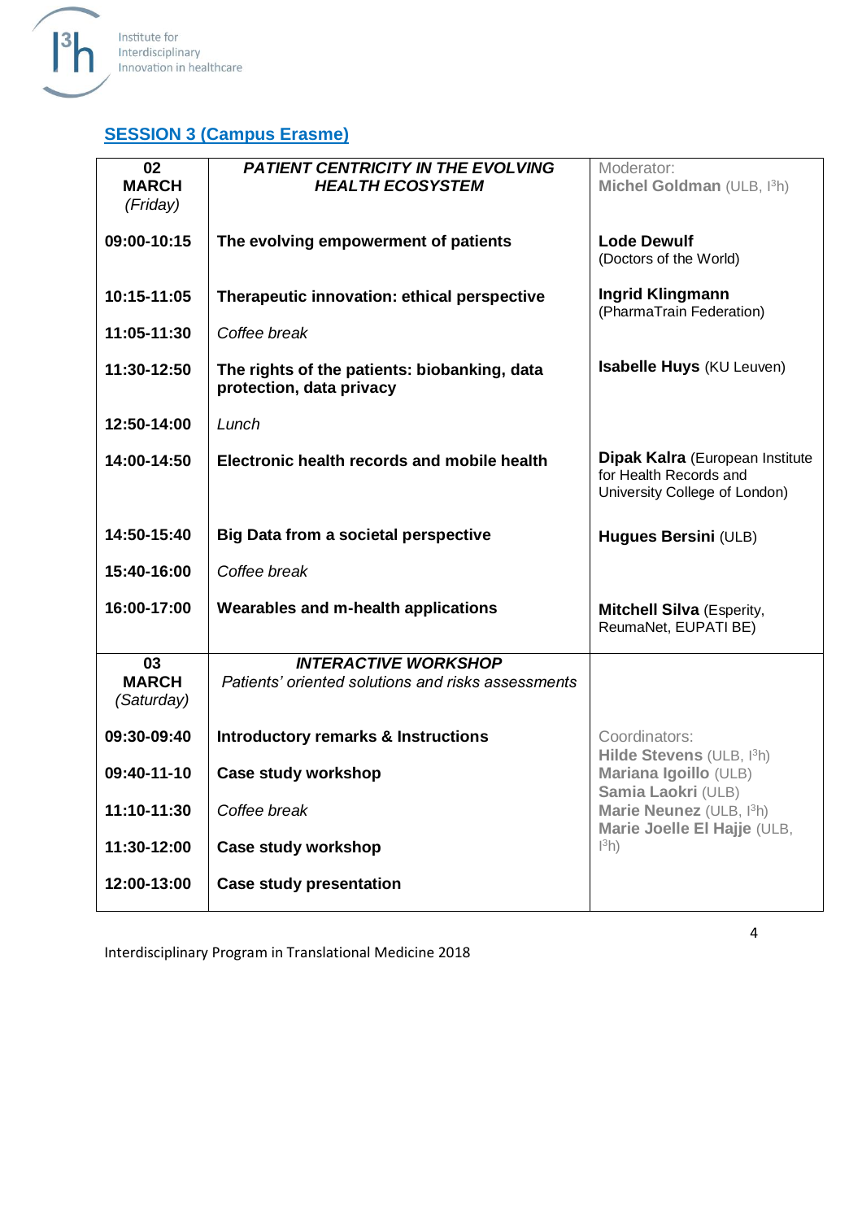## SESSION 3 (Campus Erasme)

| **02 MARCH** *(Friday)* | ***PATIENT CENTRICITY IN THE EVOLVING HEALTH ECOSYSTEM*** | Moderator: **Michel Goldman** (ULB, I³h) |
|---|---|---|
| **09:00-10:15** | **The evolving empowerment of patients** | **Lode Dewulf** (Doctors of the World) |
| **10:15-11:05** | **Therapeutic innovation: ethical perspective** | **Ingrid Klingmann** (PharmaTrain Federation) |
| **11:05-11:30** | *Coffee break* | |
| **11:30-12:50** | **The rights of the patients: biobanking, data protection, data privacy** | **Isabelle Huys** (KU Leuven) |
| **12:50-14:00** | *Lunch* | |
| **14:00-14:50** | **Electronic health records and mobile health** | **Dipak Kalra** (European Institute for Health Records and University College of London) |
| **14:50-15:40** | **Big Data from a societal perspective** | **Hugues Bersini** (ULB) |
| **15:40-16:00** | *Coffee break* | |
| **16:00-17:00** | **Wearables and m-health applications** | **Mitchell Silva** (Esperity, ReumaNet, EUPATI BE) |
| **03 MARCH** *(Saturday)* | ***INTERACTIVE WORKSHOP*** *Patients' oriented solutions and risks assessments* | |
| **09:30-09:40** | **Introductory remarks & Instructions** | Coordinators: **Hilde Stevens** (ULB, I³h) **Mariana Igoillo** (ULB) **Samia Laokri** (ULB) **Marie Neunez** (ULB, I³h) **Marie Joelle El Hajje** (ULB, I³h) |
| **09:40-11-10** | **Case study workshop** | |
| **11:10-11:30** | *Coffee break* | |
| **11:30-12:00** | **Case study workshop** | |
| **12:00-13:00** | **Case study presentation** | |

Interdisciplinary Program in Translational Medicine 2018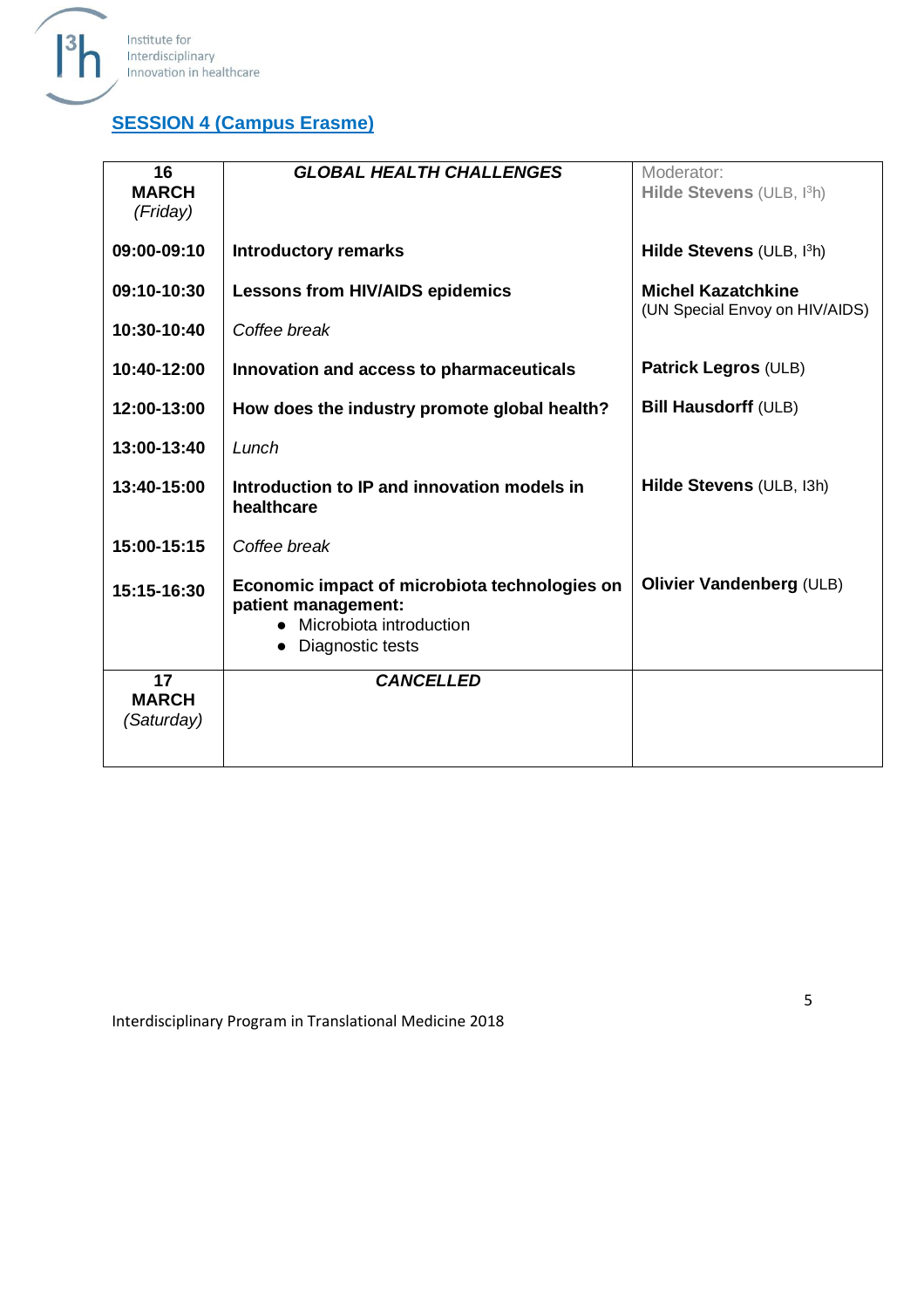## SESSION 4 (Campus Erasme)

| 16 **MARCH** *(Friday)* | ***GLOBAL HEALTH CHALLENGES*** | Moderator: **Hilde Stevens** (ULB, I³h) |
|---|---|---|
| **09:00-09:10** | **Introductory remarks** | **Hilde Stevens** (ULB, I³h) |
| **09:10-10:30** | **Lessons from HIV/AIDS epidemics** | **Michel Kazatchkine** (UN Special Envoy on HIV/AIDS) |
| **10:30-10:40** | *Coffee break* | |
| **10:40-12:00** | **Innovation and access to pharmaceuticals** | **Patrick Legros** (ULB) |
| **12:00-13:00** | **How does the industry promote global health?** | **Bill Hausdorff** (ULB) |
| **13:00-13:40** | *Lunch* | |
| **13:40-15:00** | **Introduction to IP and innovation models in healthcare** | **Hilde Stevens** (ULB, I3h) |
| **15:00-15:15** | *Coffee break* | |
| **15:15-16:30** | **Economic impact of microbiota technologies on patient management:** <br>• Microbiota introduction <br>• Diagnostic tests | **Olivier Vandenberg** (ULB) |
| 17 **MARCH** *(Saturday)* | ***CANCELLED*** | |

Interdisciplinary Program in Translational Medicine 2018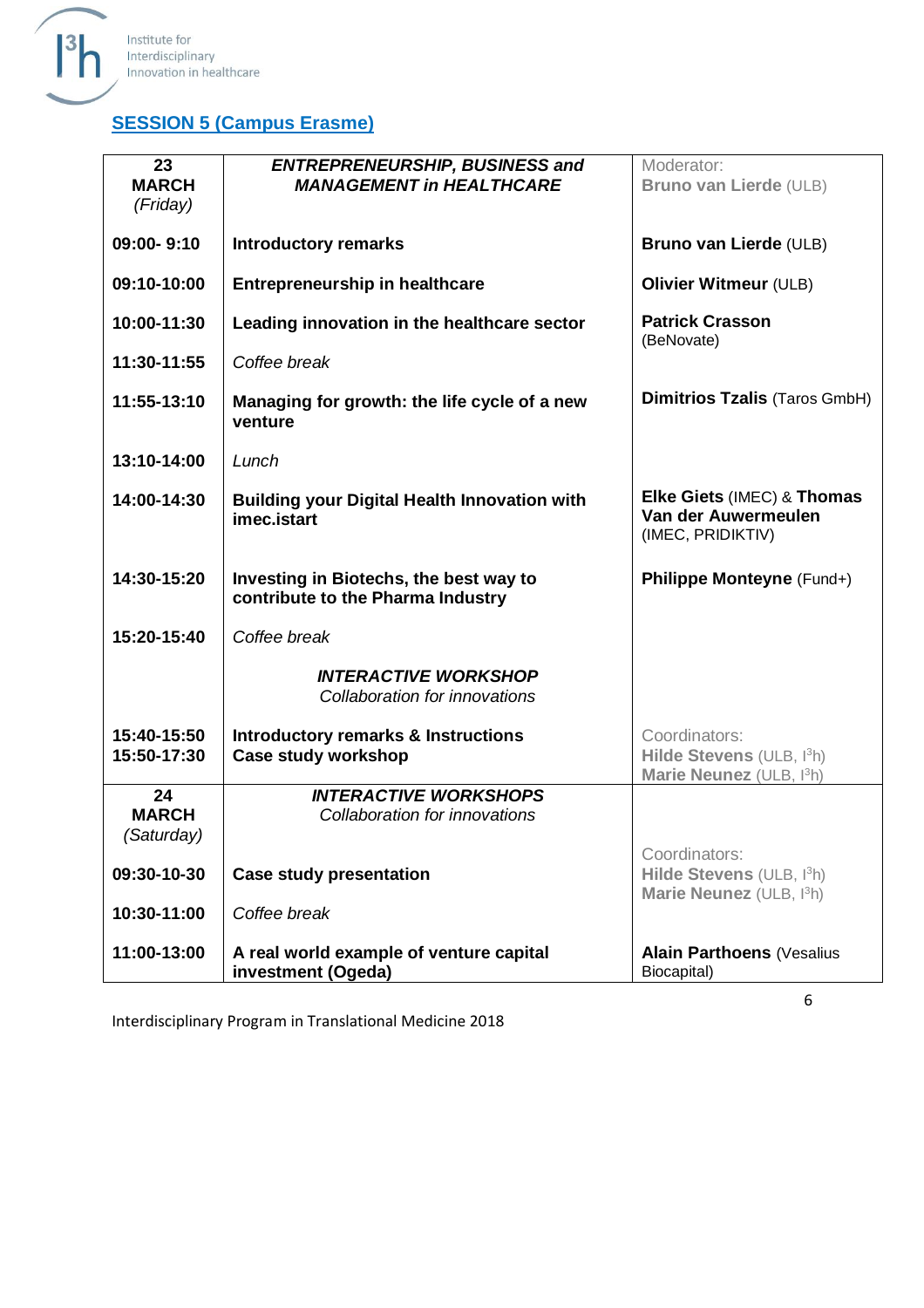## SESSION 5 (Campus Erasme)

| | | |
|---|---|---|
| **23 MARCH** *(Friday)* | ***ENTREPRENEURSHIP, BUSINESS and MANAGEMENT in HEALTHCARE*** | Moderator: **Bruno van Lierde** (ULB) |
| **09:00- 9:10** | **Introductory remarks** | **Bruno van Lierde** (ULB) |
| **09:10-10:00** | **Entrepreneurship in healthcare** | **Olivier Witmeur** (ULB) |
| **10:00-11:30** | **Leading innovation in the healthcare sector** | **Patrick Crasson** (BeNovate) |
| **11:30-11:55** | *Coffee break* | |
| **11:55-13:10** | **Managing for growth: the life cycle of a new venture** | **Dimitrios Tzalis** (Taros GmbH) |
| **13:10-14:00** | *Lunch* | |
| **14:00-14:30** | **Building your Digital Health Innovation with imec.istart** | **Elke Giets** (IMEC) & **Thomas Van der Auwermeulen** (IMEC, PRIDIKTIV) |
| **14:30-15:20** | **Investing in Biotechs, the best way to contribute to the Pharma Industry** | **Philippe Monteyne** (Fund+) |
| **15:20-15:40** | *Coffee break* | |
| | ***INTERACTIVE WORKSHOP*** *Collaboration for innovations* | |
| **15:40-15:50** **15:50-17:30** | **Introductory remarks & Instructions** **Case study workshop** | Coordinators: **Hilde Stevens** (ULB, I[3]h) **Marie Neunez** (ULB, I[3]h) |
| **24 MARCH** *(Saturday)* | ***INTERACTIVE WORKSHOPS*** *Collaboration for innovations* | |
| **09:30-10-30** | **Case study presentation** | Coordinators: **Hilde Stevens** (ULB, I[3]h) **Marie Neunez** (ULB, I[3]h) |
| **10:30-11:00** | *Coffee break* | |
| **11:00-13:00** | **A real world example of venture capital investment (Ogeda)** | **Alain Parthoens** (Vesalius Biocapital) |